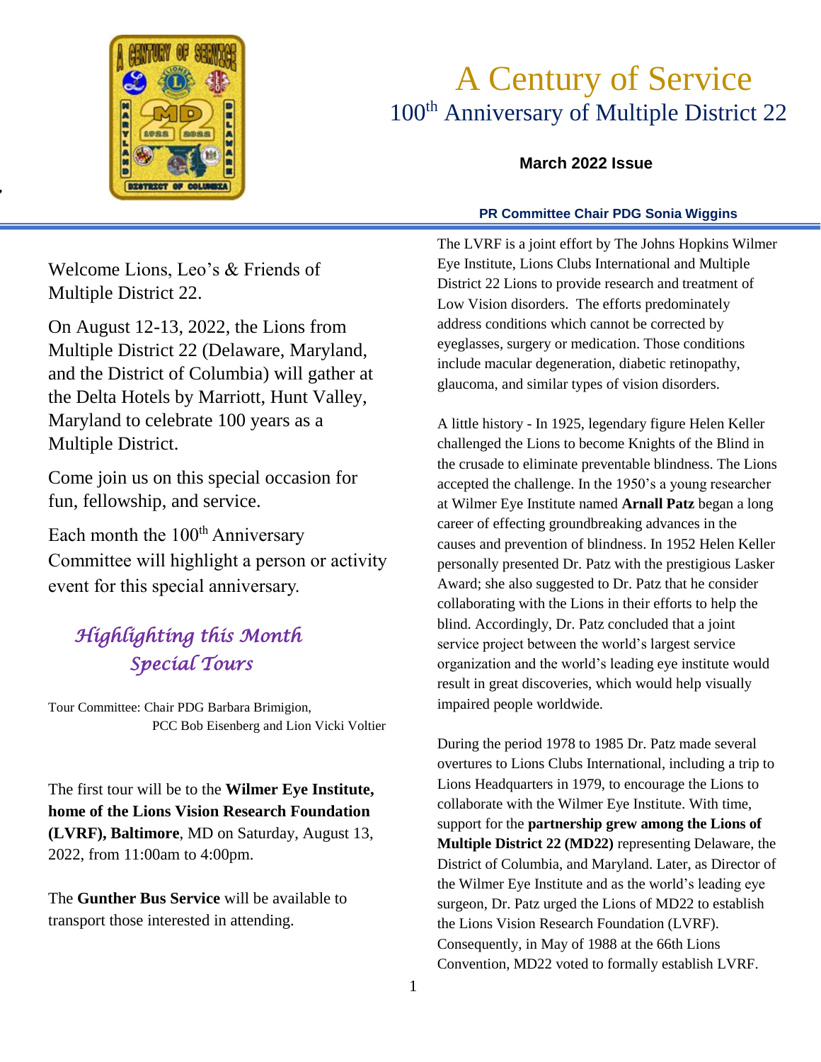# A Century of Service

## 100th Anniversary of Multiple District 22

**March 2022 Issue**

**PR Committee Chair PDG Sonia Wiggins**

Welcome Lions, Leo's & Friends of Multiple District 22.

On August 12-13, 2022, the Lions from Multiple District 22 (Delaware, Maryland, and the District of Columbia) will gather at the Delta Hotels by Marriott, Hunt Valley, Maryland to celebrate 100 years as a Multiple District.

Come join us on this special occasion for fun, fellowship, and service.

Each month the 100th Anniversary Committee will highlight a person or activity event for this special anniversary.

## *Highlighting this Month Special Tours*

Tour Committee: Chair PDG Barbara Brimigion, PCC Bob Eisenberg and Lion Vicki Voltier

The first tour will be to the **Wilmer Eye Institute, home of the Lions Vision Research Foundation (LVRF), Baltimore**, MD on Saturday, August 13, 2022, from 11:00am to 4:00pm.

The **Gunther Bus Service** will be available to transport those interested in attending.

The LVRF is a joint effort by The Johns Hopkins Wilmer Eye Institute, Lions Clubs International and Multiple District 22 Lions to provide research and treatment of Low Vision disorders. The efforts predominately address conditions which cannot be corrected by eyeglasses, surgery or medication. Those conditions include macular degeneration, diabetic retinopathy, glaucoma, and similar types of vision disorders.

A little history - In 1925, legendary figure Helen Keller challenged the Lions to become Knights of the Blind in the crusade to eliminate preventable blindness. The Lions accepted the challenge. In the 1950's a young researcher at Wilmer Eye Institute named **Arnall Patz** began a long career of effecting groundbreaking advances in the causes and prevention of blindness. In 1952 Helen Keller personally presented Dr. Patz with the prestigious Lasker Award; she also suggested to Dr. Patz that he consider collaborating with the Lions in their efforts to help the blind. Accordingly, Dr. Patz concluded that a joint service project between the world's largest service organization and the world's leading eye institute would result in great discoveries, which would help visually impaired people worldwide.

During the period 1978 to 1985 Dr. Patz made several overtures to Lions Clubs International, including a trip to Lions Headquarters in 1979, to encourage the Lions to collaborate with the Wilmer Eye Institute. With time, support for the **partnership grew among the Lions of Multiple District 22 (MD22)** representing Delaware, the District of Columbia, and Maryland. Later, as Director of the Wilmer Eye Institute and as the world's leading eye surgeon, Dr. Patz urged the Lions of MD22 to establish the Lions Vision Research Foundation (LVRF). Consequently, in May of 1988 at the 66th Lions Convention, MD22 voted to formally establish LVRF.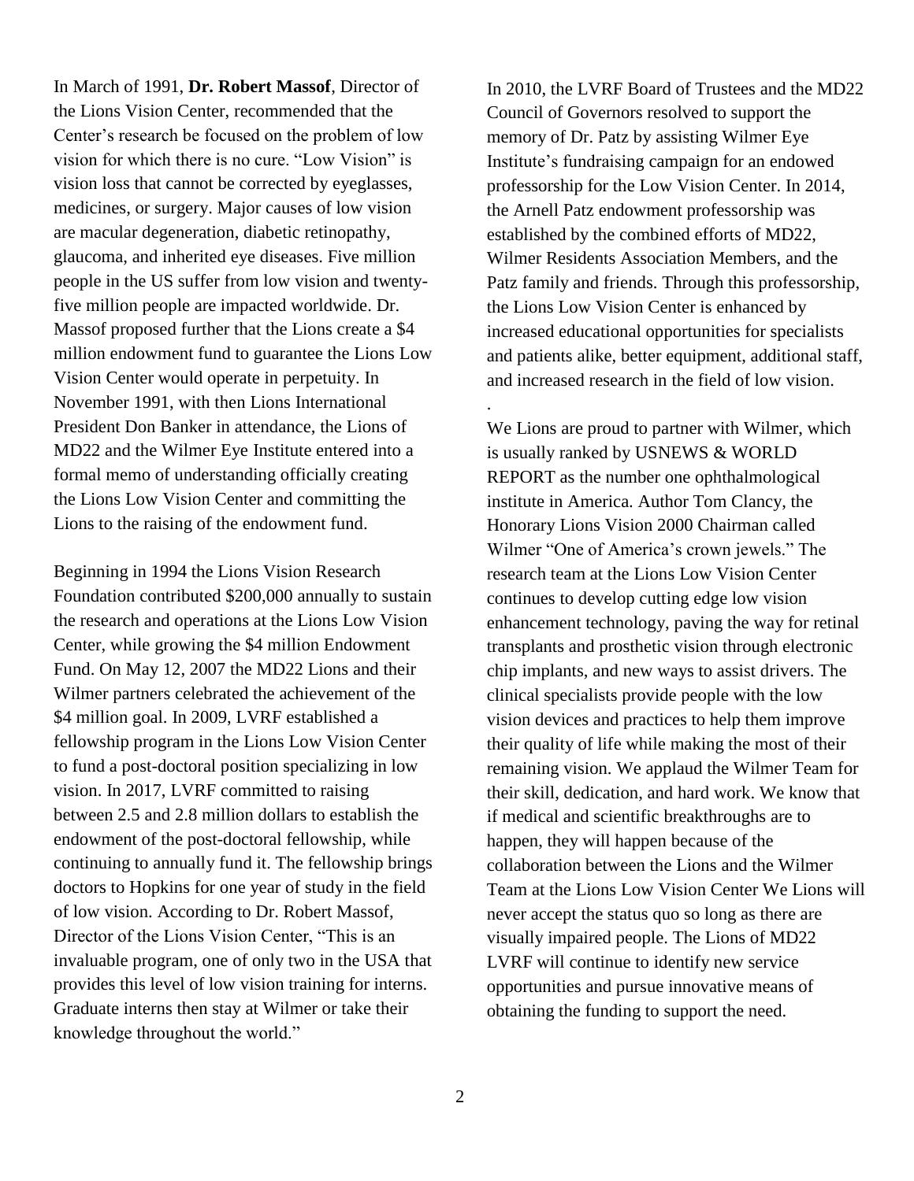In March of 1991, **Dr. Robert Massof**, Director of the Lions Vision Center, recommended that the Center's research be focused on the problem of low vision for which there is no cure. "Low Vision" is vision loss that cannot be corrected by eyeglasses, medicines, or surgery. Major causes of low vision are macular degeneration, diabetic retinopathy, glaucoma, and inherited eye diseases. Five million people in the US suffer from low vision and twenty-five million people are impacted worldwide. Dr. Massof proposed further that the Lions create a $4 million endowment fund to guarantee the Lions Low Vision Center would operate in perpetuity. In November 1991, with then Lions International President Don Banker in attendance, the Lions of MD22 and the Wilmer Eye Institute entered into a formal memo of understanding officially creating the Lions Low Vision Center and committing the Lions to the raising of the endowment fund.

Beginning in 1994 the Lions Vision Research Foundation contributed $200,000 annually to sustain the research and operations at the Lions Low Vision Center, while growing the $4 million Endowment Fund. On May 12, 2007 the MD22 Lions and their Wilmer partners celebrated the achievement of the $4 million goal. In 2009, LVRF established a fellowship program in the Lions Low Vision Center to fund a post-doctoral position specializing in low vision. In 2017, LVRF committed to raising between 2.5 and 2.8 million dollars to establish the endowment of the post-doctoral fellowship, while continuing to annually fund it. The fellowship brings doctors to Hopkins for one year of study in the field of low vision. According to Dr. Robert Massof, Director of the Lions Vision Center, "This is an invaluable program, one of only two in the USA that provides this level of low vision training for interns. Graduate interns then stay at Wilmer or take their knowledge throughout the world."

In 2010, the LVRF Board of Trustees and the MD22 Council of Governors resolved to support the memory of Dr. Patz by assisting Wilmer Eye Institute's fundraising campaign for an endowed professorship for the Low Vision Center. In 2014, the Arnell Patz endowment professorship was established by the combined efforts of MD22, Wilmer Residents Association Members, and the Patz family and friends. Through this professorship, the Lions Low Vision Center is enhanced by increased educational opportunities for specialists and patients alike, better equipment, additional staff, and increased research in the field of low vision.

.

We Lions are proud to partner with Wilmer, which is usually ranked by USNEWS & WORLD REPORT as the number one ophthalmological institute in America. Author Tom Clancy, the Honorary Lions Vision 2000 Chairman called Wilmer "One of America's crown jewels." The research team at the Lions Low Vision Center continues to develop cutting edge low vision enhancement technology, paving the way for retinal transplants and prosthetic vision through electronic chip implants, and new ways to assist drivers. The clinical specialists provide people with the low vision devices and practices to help them improve their quality of life while making the most of their remaining vision. We applaud the Wilmer Team for their skill, dedication, and hard work. We know that if medical and scientific breakthroughs are to happen, they will happen because of the collaboration between the Lions and the Wilmer Team at the Lions Low Vision Center We Lions will never accept the status quo so long as there are visually impaired people. The Lions of MD22 LVRF will continue to identify new service opportunities and pursue innovative means of obtaining the funding to support the need.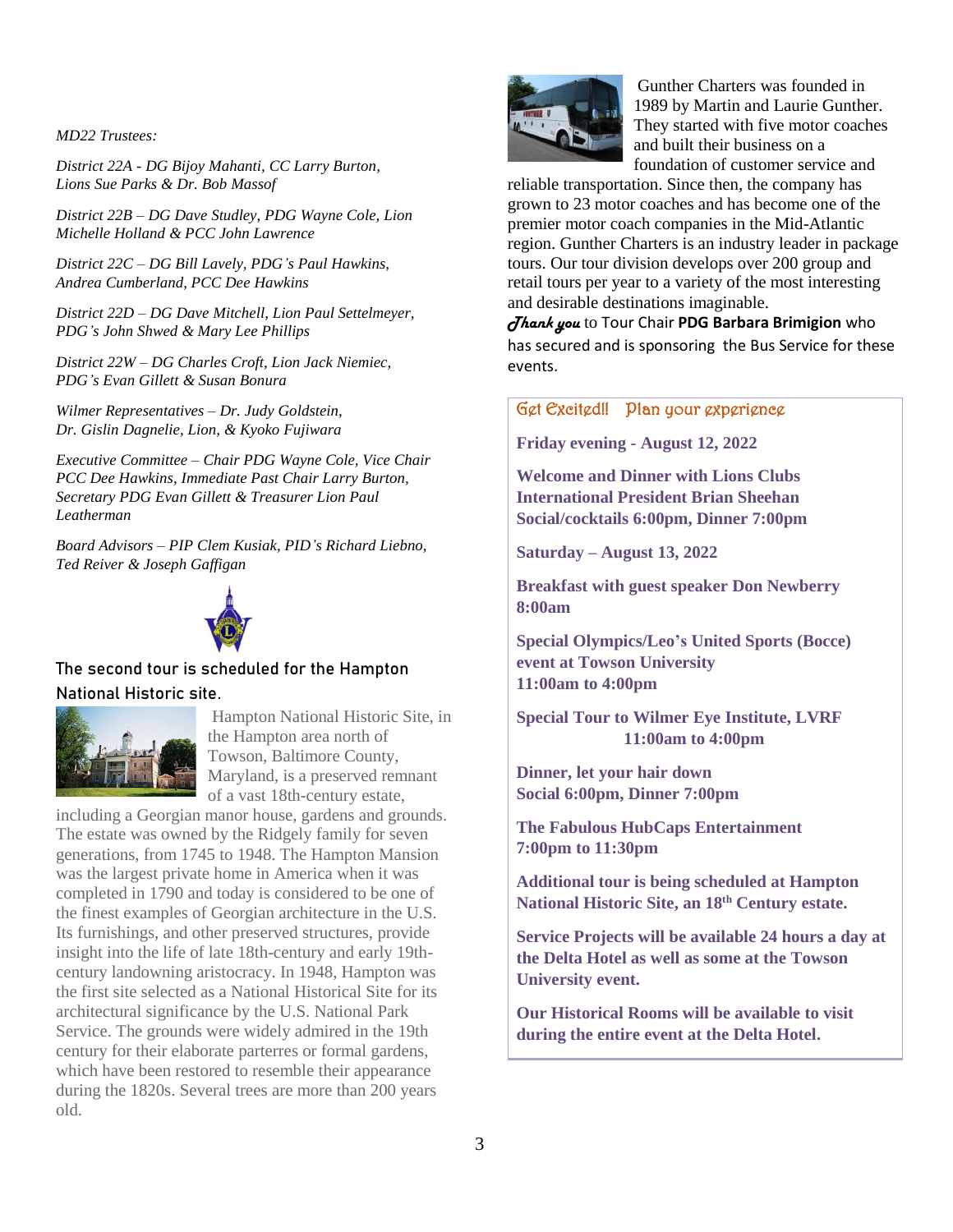*MD22 Trustees:*

*District 22A - DG Bijoy Mahanti, CC Larry Burton, Lions Sue Parks & Dr. Bob Massof*

*District 22B – DG Dave Studley, PDG Wayne Cole, Lion Michelle Holland & PCC John Lawrence*

*District 22C – DG Bill Lavely, PDG's Paul Hawkins, Andrea Cumberland, PCC Dee Hawkins*

*District 22D – DG Dave Mitchell, Lion Paul Settelmeyer, PDG's John Shwed & Mary Lee Phillips*

*District 22W – DG Charles Croft, Lion Jack Niemiec, PDG's Evan Gillett & Susan Bonura*

*Wilmer Representatives – Dr. Judy Goldstein, Dr. Gislin Dagnelie, Lion, & Kyoko Fujiwara*

*Executive Committee – Chair PDG Wayne Cole, Vice Chair PCC Dee Hawkins, Immediate Past Chair Larry Burton, Secretary PDG Evan Gillett & Treasurer Lion Paul Leatherman*

*Board Advisors – PIP Clem Kusiak, PID's Richard Liebno, Ted Reiver & Joseph Gaffigan*

### The second tour is scheduled for the Hampton National Historic site.

Hampton National Historic Site, in the Hampton area north of Towson, Baltimore County, Maryland, is a preserved remnant of a vast 18th-century estate, including a Georgian manor house, gardens and grounds. The estate was owned by the Ridgely family for seven generations, from 1745 to 1948. The Hampton Mansion was the largest private home in America when it was completed in 1790 and today is considered to be one of the finest examples of Georgian architecture in the U.S. Its furnishings, and other preserved structures, provide insight into the life of late 18th-century and early 19th-century landowning aristocracy. In 1948, Hampton was the first site selected as a National Historical Site for its architectural significance by the U.S. National Park Service. The grounds were widely admired in the 19th century for their elaborate parterres or formal gardens, which have been restored to resemble their appearance during the 1820s. Several trees are more than 200 years old.

Gunther Charters was founded in 1989 by Martin and Laurie Gunther. They started with five motor coaches and built their business on a foundation of customer service and reliable transportation. Since then, the company has grown to 23 motor coaches and has become one of the premier motor coach companies in the Mid-Atlantic region. Gunther Charters is an industry leader in package tours. Our tour division develops over 200 group and retail tours per year to a variety of the most interesting and desirable destinations imaginable.

*Thank you* to Tour Chair **PDG Barbara Brimigion** who has secured and is sponsoring the Bus Service for these events.

## Get Excited!! Plan your experience

**Friday evening - August 12, 2022**

**Welcome and Dinner with Lions Clubs International President Brian Sheehan**
**Social/cocktails 6:00pm, Dinner 7:00pm**

**Saturday – August 13, 2022**

**Breakfast with guest speaker Don Newberry**
**8:00am**

**Special Olympics/Leo's United Sports (Bocce) event at Towson University**
**11:00am to 4:00pm**

**Special Tour to Wilmer Eye Institute, LVRF**
**11:00am to 4:00pm**

**Dinner, let your hair down**
**Social 6:00pm, Dinner 7:00pm**

**The Fabulous HubCaps Entertainment**
**7:00pm to 11:30pm**

**Additional tour is being scheduled at Hampton National Historic Site, an 18th Century estate.**

**Service Projects will be available 24 hours a day at the Delta Hotel as well as some at the Towson University event.**

**Our Historical Rooms will be available to visit during the entire event at the Delta Hotel.**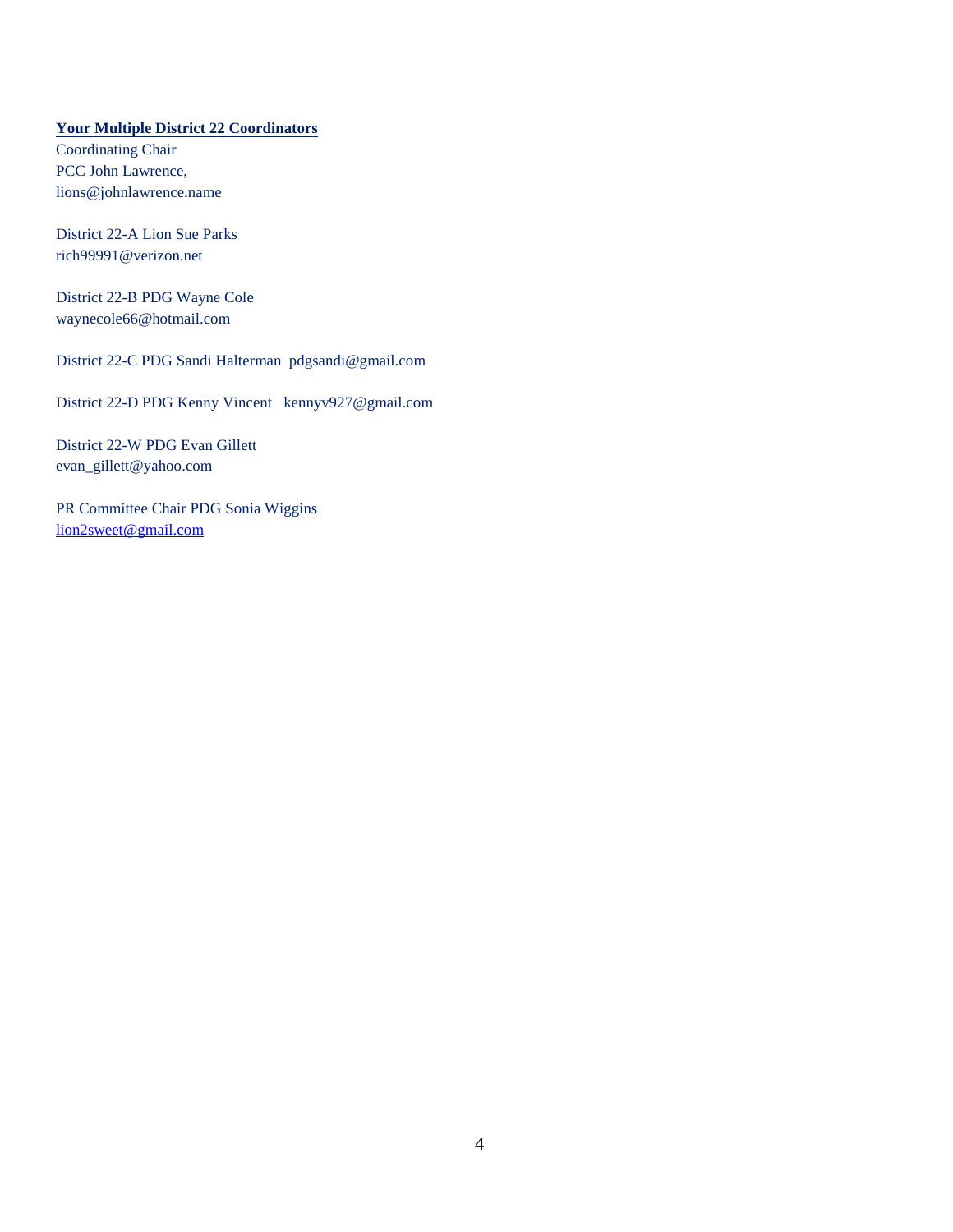**Your Multiple District 22 Coordinators**

Coordinating Chair
PCC John Lawrence,
lions@johnlawrence.name

District 22-A Lion Sue Parks
rich99991@verizon.net

District 22-B PDG Wayne Cole
waynecole66@hotmail.com

District 22-C PDG Sandi Halterman pdgsandi@gmail.com

District 22-D PDG Kenny Vincent kennyv927@gmail.com

District 22-W PDG Evan Gillett
evan_gillett@yahoo.com

PR Committee Chair PDG Sonia Wiggins
lion2sweet@gmail.com